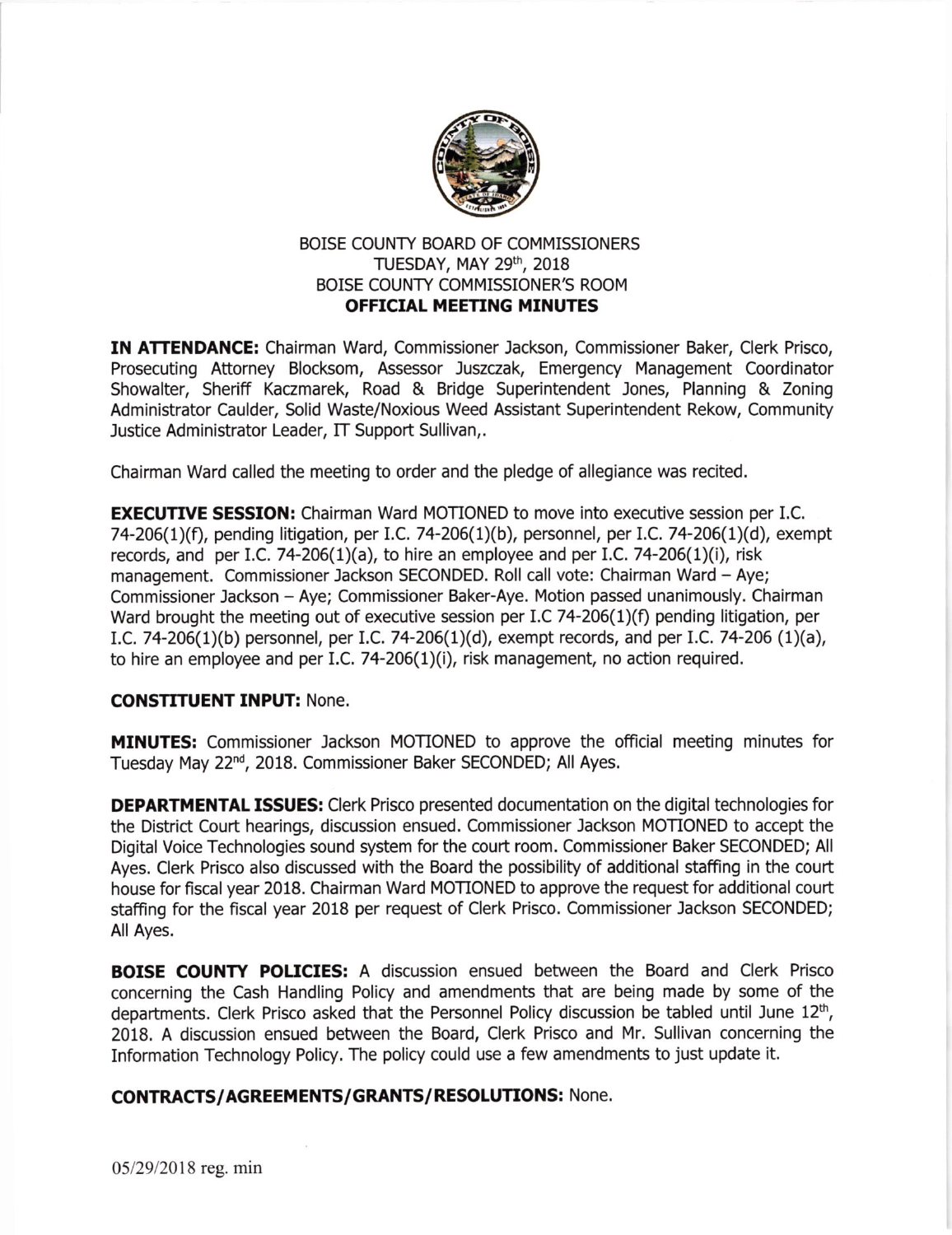# BOISE COUNTY BOARD OF COMMISSIONERS
## TUESDAY, MAY 29th, 2018
## BOISE COUNTY COMMISSIONER'S ROOM
## OFFICIAL MEETING MINUTES

**IN ATTENDANCE:** Chairman Ward, Commissioner Jackson, Commissioner Baker, Clerk Prisco, Prosecuting Attorney Blocksom, Assessor Juszczak, Emergency Management Coordinator Showalter, Sheriff Kaczmarek, Road & Bridge Superintendent Jones, Planning & Zoning Administrator Caulder, Solid Waste/Noxious Weed Assistant Superintendent Rekow, Community Justice Administrator Leader, IT Support Sullivan,.

Chairman Ward called the meeting to order and the pledge of allegiance was recited.

**EXECUTIVE SESSION:** Chairman Ward MOTIONED to move into executive session per I.C. 74-206(1)(f), pending litigation, per I.C. 74-206(1)(b), personnel, per I.C. 74-206(1)(d), exempt records, and per I.C. 74-206(1)(a), to hire an employee and per I.C. 74-206(1)(i), risk management. Commissioner Jackson SECONDED. Roll call vote: Chairman Ward – Aye; Commissioner Jackson – Aye; Commissioner Baker-Aye. Motion passed unanimously. Chairman Ward brought the meeting out of executive session per I.C 74-206(1)(f) pending litigation, per I.C. 74-206(1)(b) personnel, per I.C. 74-206(1)(d), exempt records, and per I.C. 74-206 (1)(a), to hire an employee and per I.C. 74-206(1)(i), risk management, no action required.

**CONSTITUENT INPUT:** None.

**MINUTES:** Commissioner Jackson MOTIONED to approve the official meeting minutes for Tuesday May 22nd, 2018. Commissioner Baker SECONDED; All Ayes.

**DEPARTMENTAL ISSUES:** Clerk Prisco presented documentation on the digital technologies for the District Court hearings, discussion ensued. Commissioner Jackson MOTIONED to accept the Digital Voice Technologies sound system for the court room. Commissioner Baker SECONDED; All Ayes. Clerk Prisco also discussed with the Board the possibility of additional staffing in the court house for fiscal year 2018. Chairman Ward MOTIONED to approve the request for additional court staffing for the fiscal year 2018 per request of Clerk Prisco. Commissioner Jackson SECONDED; All Ayes.

**BOISE COUNTY POLICIES:** A discussion ensued between the Board and Clerk Prisco concerning the Cash Handling Policy and amendments that are being made by some of the departments. Clerk Prisco asked that the Personnel Policy discussion be tabled until June 12th, 2018. A discussion ensued between the Board, Clerk Prisco and Mr. Sullivan concerning the Information Technology Policy. The policy could use a few amendments to just update it.

**CONTRACTS/AGREEMENTS/GRANTS/RESOLUTIONS:** None.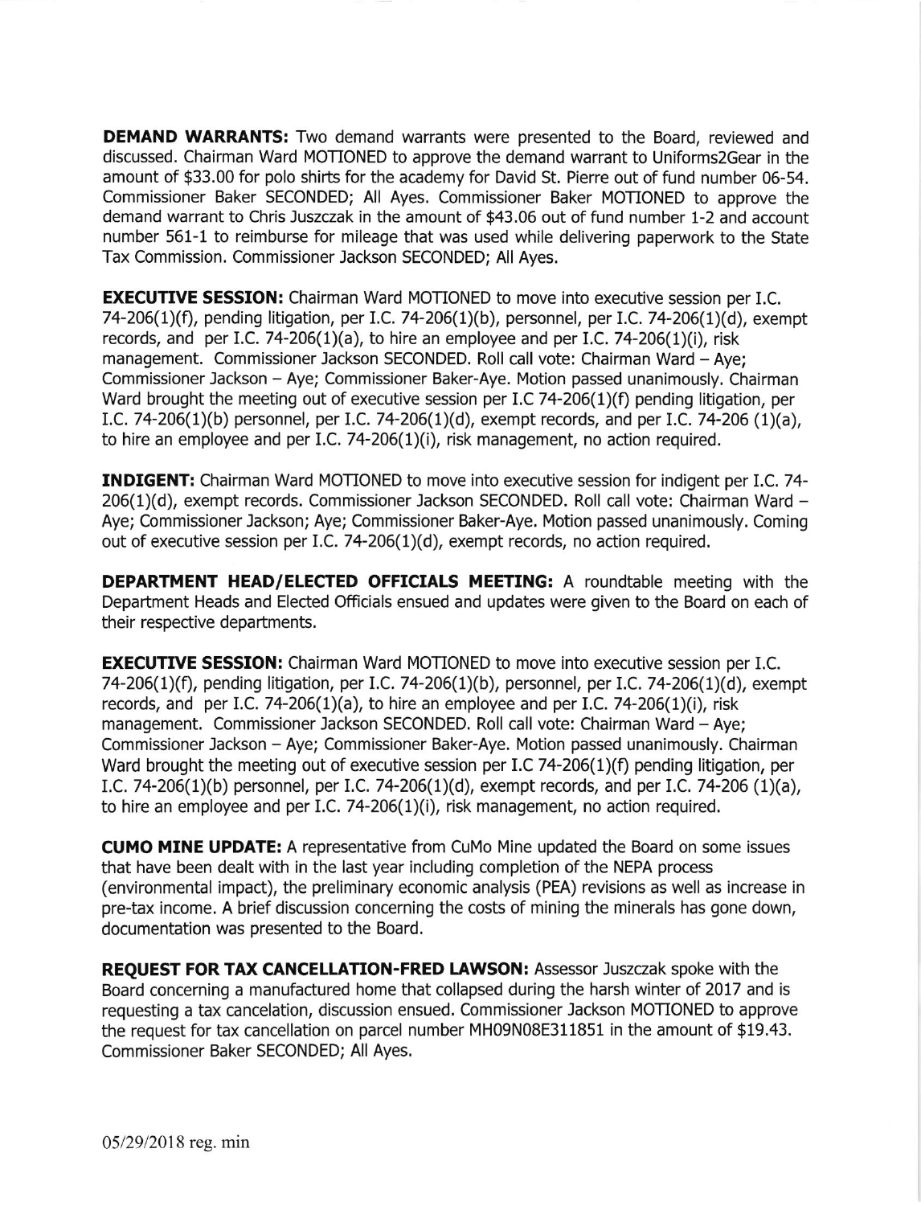**DEMAND WARRANTS:** Two demand warrants were presented to the Board, reviewed and discussed. Chairman Ward MOTIONED to approve the demand warrant to Uniforms2Gear in the amount of $33.00 for polo shirts for the academy for David St. Pierre out of fund number 06-54. Commissioner Baker SECONDED; All Ayes. Commissioner Baker MOTIONED to approve the demand warrant to Chris Juszczak in the amount of $43.06 out of fund number 1-2 and account number 561-1 to reimburse for mileage that was used while delivering paperwork to the State Tax Commission. Commissioner Jackson SECONDED; All Ayes.

**EXECUTIVE SESSION:** Chairman Ward MOTIONED to move into executive session per I.C. 74-206(1)(f), pending litigation, per I.C. 74-206(1)(b), personnel, per I.C. 74-206(1)(d), exempt records, and per I.C. 74-206(1)(a), to hire an employee and per I.C. 74-206(1)(i), risk management. Commissioner Jackson SECONDED. Roll call vote: Chairman Ward – Aye; Commissioner Jackson – Aye; Commissioner Baker-Aye. Motion passed unanimously. Chairman Ward brought the meeting out of executive session per I.C 74-206(1)(f) pending litigation, per I.C. 74-206(1)(b) personnel, per I.C. 74-206(1)(d), exempt records, and per I.C. 74-206 (1)(a), to hire an employee and per I.C. 74-206(1)(i), risk management, no action required.

**INDIGENT:** Chairman Ward MOTIONED to move into executive session for indigent per I.C. 74-206(1)(d), exempt records. Commissioner Jackson SECONDED. Roll call vote: Chairman Ward – Aye; Commissioner Jackson; Aye; Commissioner Baker-Aye. Motion passed unanimously. Coming out of executive session per I.C. 74-206(1)(d), exempt records, no action required.

**DEPARTMENT HEAD/ELECTED OFFICIALS MEETING:** A roundtable meeting with the Department Heads and Elected Officials ensued and updates were given to the Board on each of their respective departments.

**EXECUTIVE SESSION:** Chairman Ward MOTIONED to move into executive session per I.C. 74-206(1)(f), pending litigation, per I.C. 74-206(1)(b), personnel, per I.C. 74-206(1)(d), exempt records, and per I.C. 74-206(1)(a), to hire an employee and per I.C. 74-206(1)(i), risk management. Commissioner Jackson SECONDED. Roll call vote: Chairman Ward – Aye; Commissioner Jackson – Aye; Commissioner Baker-Aye. Motion passed unanimously. Chairman Ward brought the meeting out of executive session per I.C 74-206(1)(f) pending litigation, per I.C. 74-206(1)(b) personnel, per I.C. 74-206(1)(d), exempt records, and per I.C. 74-206 (1)(a), to hire an employee and per I.C. 74-206(1)(i), risk management, no action required.

**CUMO MINE UPDATE:** A representative from CuMo Mine updated the Board on some issues that have been dealt with in the last year including completion of the NEPA process (environmental impact), the preliminary economic analysis (PEA) revisions as well as increase in pre-tax income. A brief discussion concerning the costs of mining the minerals has gone down, documentation was presented to the Board.

**REQUEST FOR TAX CANCELLATION-FRED LAWSON:** Assessor Juszczak spoke with the Board concerning a manufactured home that collapsed during the harsh winter of 2017 and is requesting a tax cancelation, discussion ensued. Commissioner Jackson MOTIONED to approve the request for tax cancellation on parcel number MH09N08E311851 in the amount of $19.43. Commissioner Baker SECONDED; All Ayes.